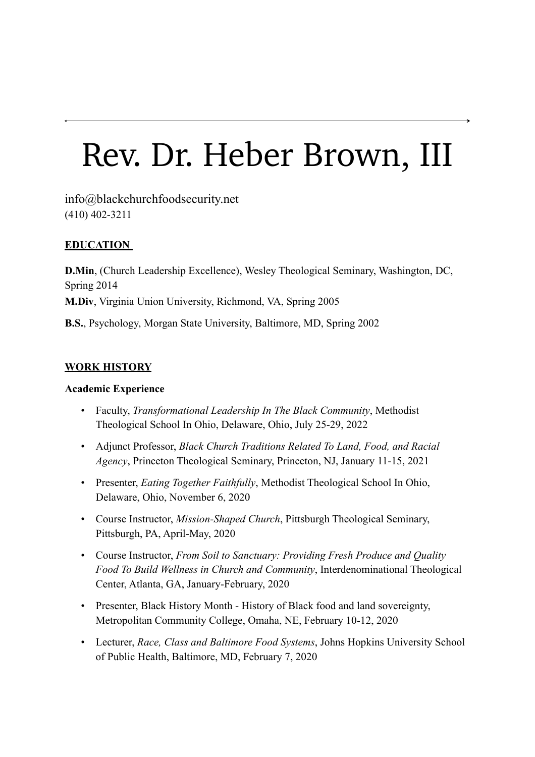# Rev. Dr. Heber Brown, III

info@blackchurchfoodsecurity.net
(410) 402-3211

## EDUCATION

**D.Min**, (Church Leadership Excellence), Wesley Theological Seminary, Washington, DC, Spring 2014

**M.Div**, Virginia Union University, Richmond, VA, Spring 2005

**B.S.**, Psychology, Morgan State University, Baltimore, MD, Spring 2002

## WORK HISTORY

### Academic Experience

- Faculty, *Transformational Leadership In The Black Community*, Methodist Theological School In Ohio, Delaware, Ohio, July 25-29, 2022
- Adjunct Professor, *Black Church Traditions Related To Land, Food, and Racial Agency*, Princeton Theological Seminary, Princeton, NJ, January 11-15, 2021
- Presenter, *Eating Together Faithfully*, Methodist Theological School In Ohio, Delaware, Ohio, November 6, 2020
- Course Instructor, *Mission-Shaped Church*, Pittsburgh Theological Seminary, Pittsburgh, PA, April-May, 2020
- Course Instructor, *From Soil to Sanctuary: Providing Fresh Produce and Quality Food To Build Wellness in Church and Community*, Interdenominational Theological Center, Atlanta, GA, January-February, 2020
- Presenter, Black History Month - History of Black food and land sovereignty, Metropolitan Community College, Omaha, NE, February 10-12, 2020
- Lecturer, *Race, Class and Baltimore Food Systems*, Johns Hopkins University School of Public Health, Baltimore, MD, February 7, 2020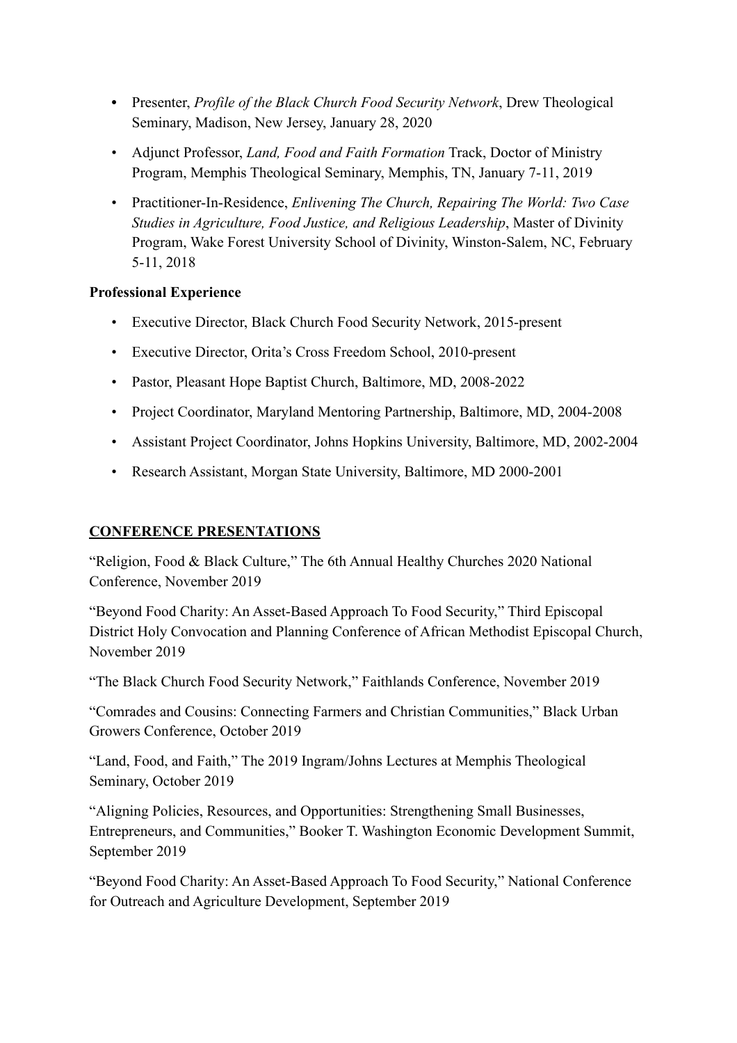- Presenter, *Profile of the Black Church Food Security Network*, Drew Theological Seminary, Madison, New Jersey, January 28, 2020
- Adjunct Professor, *Land, Food and Faith Formation* Track, Doctor of Ministry Program, Memphis Theological Seminary, Memphis, TN, January 7-11, 2019
- Practitioner-In-Residence, *Enlivening The Church, Repairing The World: Two Case Studies in Agriculture, Food Justice, and Religious Leadership*, Master of Divinity Program, Wake Forest University School of Divinity, Winston-Salem, NC, February 5-11, 2018

**Professional Experience**

- Executive Director, Black Church Food Security Network, 2015-present
- Executive Director, Orita's Cross Freedom School, 2010-present
- Pastor, Pleasant Hope Baptist Church, Baltimore, MD, 2008-2022
- Project Coordinator, Maryland Mentoring Partnership, Baltimore, MD, 2004-2008
- Assistant Project Coordinator, Johns Hopkins University, Baltimore, MD, 2002-2004
- Research Assistant, Morgan State University, Baltimore, MD 2000-2001

## CONFERENCE PRESENTATIONS

"Religion, Food & Black Culture," The 6th Annual Healthy Churches 2020 National Conference, November 2019

"Beyond Food Charity: An Asset-Based Approach To Food Security," Third Episcopal District Holy Convocation and Planning Conference of African Methodist Episcopal Church, November 2019

"The Black Church Food Security Network," Faithlands Conference, November 2019

"Comrades and Cousins: Connecting Farmers and Christian Communities," Black Urban Growers Conference, October 2019

"Land, Food, and Faith," The 2019 Ingram/Johns Lectures at Memphis Theological Seminary, October 2019

"Aligning Policies, Resources, and Opportunities: Strengthening Small Businesses, Entrepreneurs, and Communities," Booker T. Washington Economic Development Summit, September 2019

"Beyond Food Charity: An Asset-Based Approach To Food Security," National Conference for Outreach and Agriculture Development, September 2019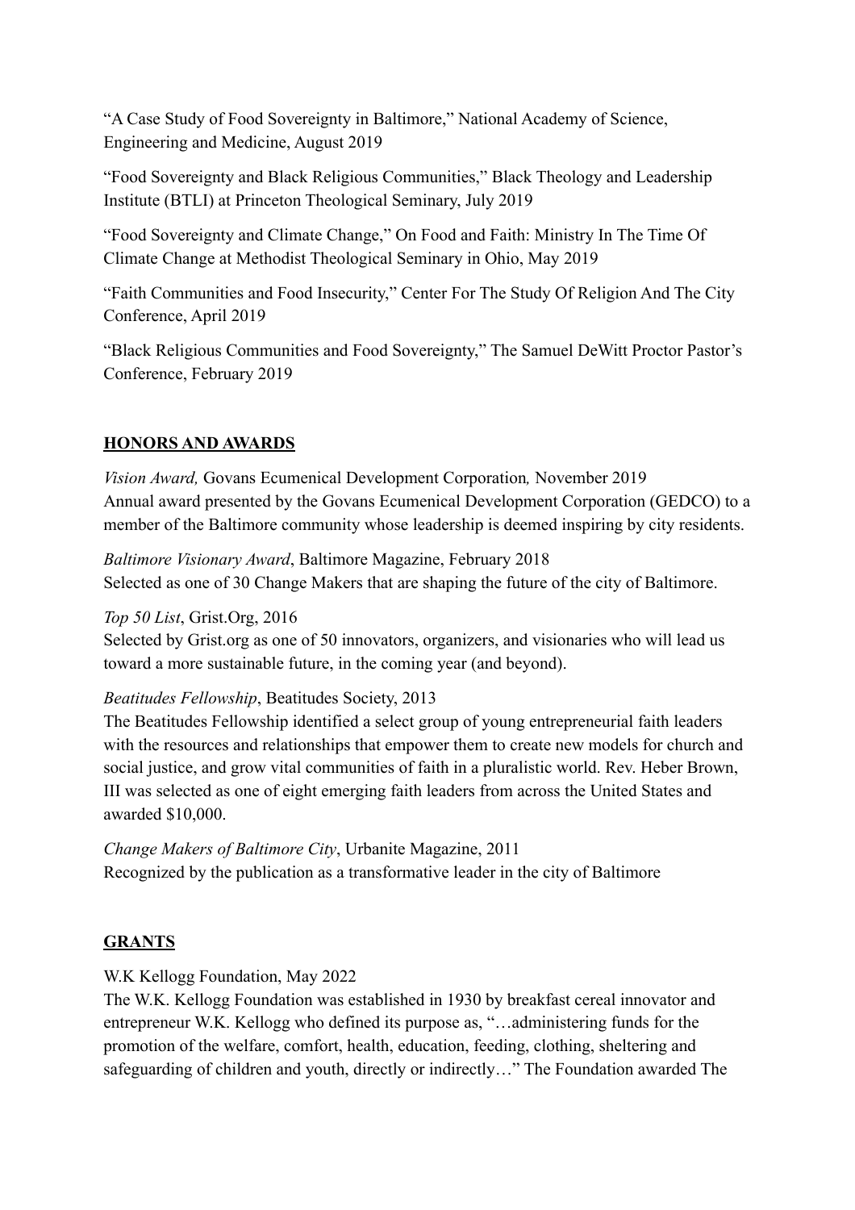"A Case Study of Food Sovereignty in Baltimore," National Academy of Science, Engineering and Medicine, August 2019

"Food Sovereignty and Black Religious Communities," Black Theology and Leadership Institute (BTLI) at Princeton Theological Seminary, July 2019

"Food Sovereignty and Climate Change," On Food and Faith: Ministry In The Time Of Climate Change at Methodist Theological Seminary in Ohio, May 2019

"Faith Communities and Food Insecurity," Center For The Study Of Religion And The City Conference, April 2019

"Black Religious Communities and Food Sovereignty," The Samuel DeWitt Proctor Pastor's Conference, February 2019

## HONORS AND AWARDS

*Vision Award,* Govans Ecumenical Development Corporation*,* November 2019
Annual award presented by the Govans Ecumenical Development Corporation (GEDCO) to a member of the Baltimore community whose leadership is deemed inspiring by city residents.

*Baltimore Visionary Award*, Baltimore Magazine, February 2018
Selected as one of 30 Change Makers that are shaping the future of the city of Baltimore.

*Top 50 List*, Grist.Org, 2016
Selected by Grist.org as one of 50 innovators, organizers, and visionaries who will lead us toward a more sustainable future, in the coming year (and beyond).

*Beatitudes Fellowship*, Beatitudes Society, 2013
The Beatitudes Fellowship identified a select group of young entrepreneurial faith leaders with the resources and relationships that empower them to create new models for church and social justice, and grow vital communities of faith in a pluralistic world. Rev. Heber Brown, III was selected as one of eight emerging faith leaders from across the United States and awarded $10,000.

*Change Makers of Baltimore City*, Urbanite Magazine, 2011
Recognized by the publication as a transformative leader in the city of Baltimore

## GRANTS

W.K Kellogg Foundation, May 2022
The W.K. Kellogg Foundation was established in 1930 by breakfast cereal innovator and entrepreneur W.K. Kellogg who defined its purpose as, "…administering funds for the promotion of the welfare, comfort, health, education, feeding, clothing, sheltering and safeguarding of children and youth, directly or indirectly…" The Foundation awarded The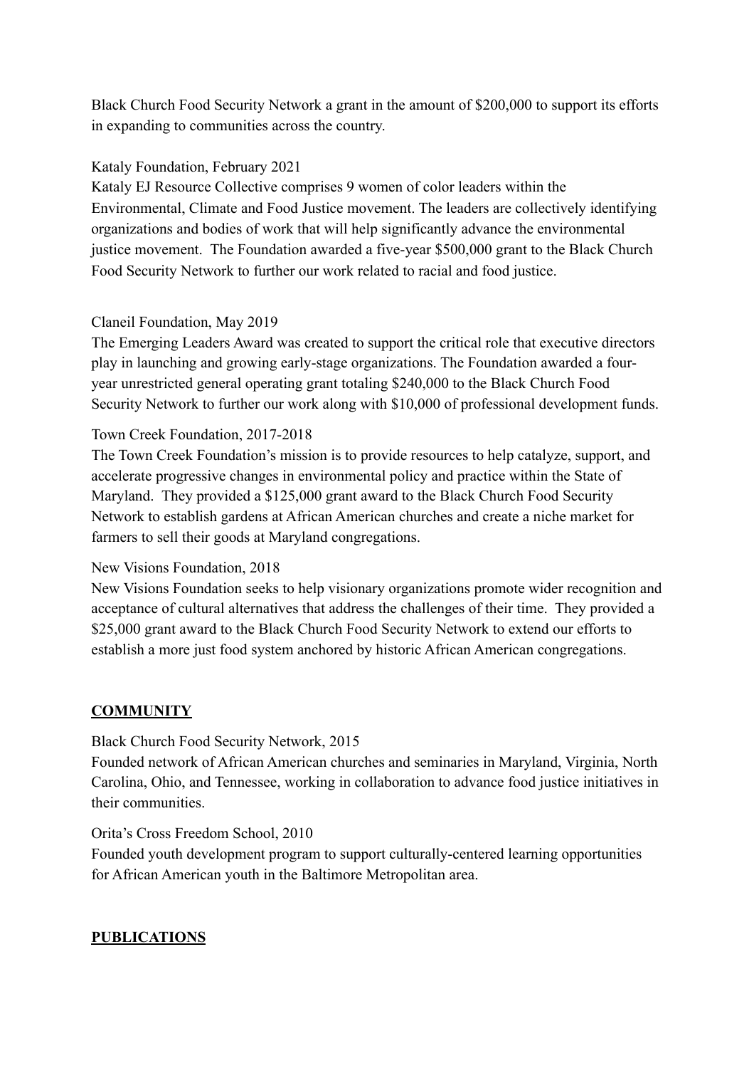Black Church Food Security Network a grant in the amount of $200,000 to support its efforts in expanding to communities across the country.

Kataly Foundation, February 2021
Kataly EJ Resource Collective comprises 9 women of color leaders within the Environmental, Climate and Food Justice movement. The leaders are collectively identifying organizations and bodies of work that will help significantly advance the environmental justice movement. The Foundation awarded a five-year $500,000 grant to the Black Church Food Security Network to further our work related to racial and food justice.

Claneil Foundation, May 2019
The Emerging Leaders Award was created to support the critical role that executive directors play in launching and growing early-stage organizations. The Foundation awarded a four-year unrestricted general operating grant totaling $240,000 to the Black Church Food Security Network to further our work along with $10,000 of professional development funds.

Town Creek Foundation, 2017-2018
The Town Creek Foundation's mission is to provide resources to help catalyze, support, and accelerate progressive changes in environmental policy and practice within the State of Maryland. They provided a $125,000 grant award to the Black Church Food Security Network to establish gardens at African American churches and create a niche market for farmers to sell their goods at Maryland congregations.

New Visions Foundation, 2018
New Visions Foundation seeks to help visionary organizations promote wider recognition and acceptance of cultural alternatives that address the challenges of their time. They provided a $25,000 grant award to the Black Church Food Security Network to extend our efforts to establish a more just food system anchored by historic African American congregations.

## COMMUNITY

Black Church Food Security Network, 2015
Founded network of African American churches and seminaries in Maryland, Virginia, North Carolina, Ohio, and Tennessee, working in collaboration to advance food justice initiatives in their communities.

Orita's Cross Freedom School, 2010
Founded youth development program to support culturally-centered learning opportunities for African American youth in the Baltimore Metropolitan area.

## PUBLICATIONS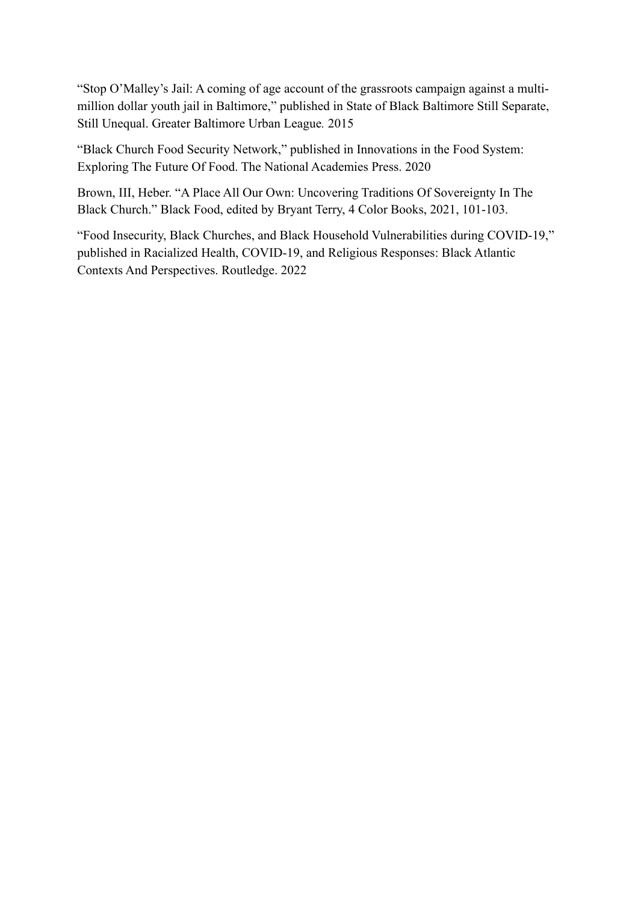"Stop O'Malley's Jail: A coming of age account of the grassroots campaign against a multi-million dollar youth jail in Baltimore," published in State of Black Baltimore Still Separate, Still Unequal. Greater Baltimore Urban League. 2015

"Black Church Food Security Network," published in Innovations in the Food System: Exploring The Future Of Food. The National Academies Press. 2020

Brown, III, Heber. "A Place All Our Own: Uncovering Traditions Of Sovereignty In The Black Church." Black Food, edited by Bryant Terry, 4 Color Books, 2021, 101-103.

"Food Insecurity, Black Churches, and Black Household Vulnerabilities during COVID-19," published in Racialized Health, COVID-19, and Religious Responses: Black Atlantic Contexts And Perspectives. Routledge. 2022